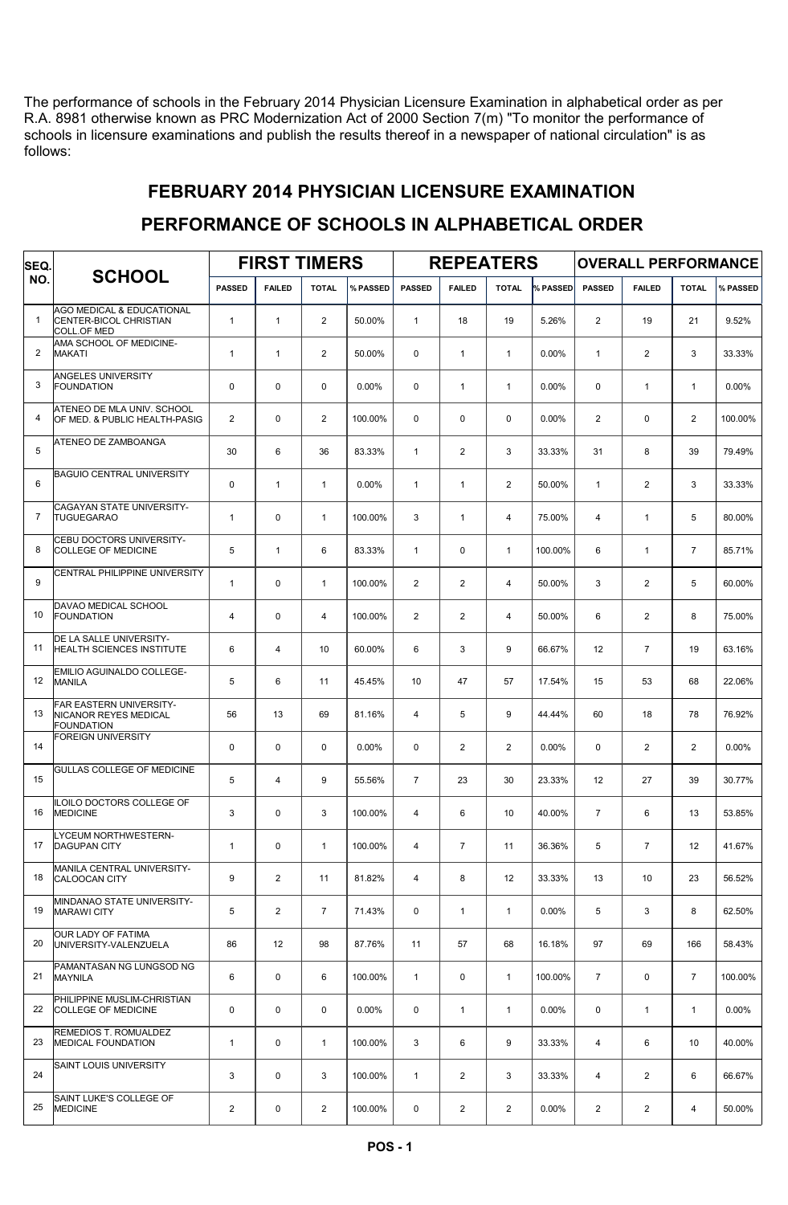The performance of schools in the February 2014 Physician Licensure Examination in alphabetical order as per R.A. 8981 otherwise known as PRC Modernization Act of 2000 Section 7(m) "To monitor the performance of schools in licensure examinations and publish the results thereof in a newspaper of national circulation" is as follows:

## FEBRUARY 2014 PHYSICIAN LICENSURE EXAMINATION

## PERFORMANCE OF SCHOOLS IN ALPHABETICAL ORDER

| SEQ. NO. | SCHOOL | FIRST TIMERS | | | | REPEATERS | | | | OVERALL PERFORMANCE | | | |
|---|---|---|---|---|---|---|---|---|---|---|---|---|---|
| | | PASSED | FAILED | TOTAL | % PASSED | PASSED | FAILED | TOTAL | % PASSED | PASSED | FAILED | TOTAL | % PASSED |
| 1 | AGO MEDICAL & EDUCATIONAL CENTER-BICOL CHRISTIAN COLL.OF MED | 1 | 1 | 2 | 50.00% | 1 | 18 | 19 | 5.26% | 2 | 19 | 21 | 9.52% |
| 2 | AMA SCHOOL OF MEDICINE-MAKATI | 1 | 1 | 2 | 50.00% | 0 | 1 | 1 | 0.00% | 1 | 2 | 3 | 33.33% |
| 3 | ANGELES UNIVERSITY FOUNDATION | 0 | 0 | 0 | 0.00% | 0 | 1 | 1 | 0.00% | 0 | 1 | 1 | 0.00% |
| 4 | ATENEO DE MLA UNIV. SCHOOL OF MED. & PUBLIC HEALTH-PASIG | 2 | 0 | 2 | 100.00% | 0 | 0 | 0 | 0.00% | 2 | 0 | 2 | 100.00% |
| 5 | ATENEO DE ZAMBOANGA | 30 | 6 | 36 | 83.33% | 1 | 2 | 3 | 33.33% | 31 | 8 | 39 | 79.49% |
| 6 | BAGUIO CENTRAL UNIVERSITY | 0 | 1 | 1 | 0.00% | 1 | 1 | 2 | 50.00% | 1 | 2 | 3 | 33.33% |
| 7 | CAGAYAN STATE UNIVERSITY-TUGUEGARAO | 1 | 0 | 1 | 100.00% | 3 | 1 | 4 | 75.00% | 4 | 1 | 5 | 80.00% |
| 8 | CEBU DOCTORS UNIVERSITY-COLLEGE OF MEDICINE | 5 | 1 | 6 | 83.33% | 1 | 0 | 1 | 100.00% | 6 | 1 | 7 | 85.71% |
| 9 | CENTRAL PHILIPPINE UNIVERSITY | 1 | 0 | 1 | 100.00% | 2 | 2 | 4 | 50.00% | 3 | 2 | 5 | 60.00% |
| 10 | DAVAO MEDICAL SCHOOL FOUNDATION | 4 | 0 | 4 | 100.00% | 2 | 2 | 4 | 50.00% | 6 | 2 | 8 | 75.00% |
| 11 | DE LA SALLE UNIVERSITY-HEALTH SCIENCES INSTITUTE | 6 | 4 | 10 | 60.00% | 6 | 3 | 9 | 66.67% | 12 | 7 | 19 | 63.16% |
| 12 | EMILIO AGUINALDO COLLEGE-MANILA | 5 | 6 | 11 | 45.45% | 10 | 47 | 57 | 17.54% | 15 | 53 | 68 | 22.06% |
| 13 | FAR EASTERN UNIVERSITY-NICANOR REYES MEDICAL FOUNDATION | 56 | 13 | 69 | 81.16% | 4 | 5 | 9 | 44.44% | 60 | 18 | 78 | 76.92% |
| 14 | FOREIGN UNIVERSITY | 0 | 0 | 0 | 0.00% | 0 | 2 | 2 | 0.00% | 0 | 2 | 2 | 0.00% |
| 15 | GULLAS COLLEGE OF MEDICINE | 5 | 4 | 9 | 55.56% | 7 | 23 | 30 | 23.33% | 12 | 27 | 39 | 30.77% |
| 16 | ILOILO DOCTORS COLLEGE OF MEDICINE | 3 | 0 | 3 | 100.00% | 4 | 6 | 10 | 40.00% | 7 | 6 | 13 | 53.85% |
| 17 | LYCEUM NORTHWESTERN-DAGUPAN CITY | 1 | 0 | 1 | 100.00% | 4 | 7 | 11 | 36.36% | 5 | 7 | 12 | 41.67% |
| 18 | MANILA CENTRAL UNIVERSITY-CALOOCAN CITY | 9 | 2 | 11 | 81.82% | 4 | 8 | 12 | 33.33% | 13 | 10 | 23 | 56.52% |
| 19 | MINDANAO STATE UNIVERSITY-MARAWI CITY | 5 | 2 | 7 | 71.43% | 0 | 1 | 1 | 0.00% | 5 | 3 | 8 | 62.50% |
| 20 | OUR LADY OF FATIMA UNIVERSITY-VALENZUELA | 86 | 12 | 98 | 87.76% | 11 | 57 | 68 | 16.18% | 97 | 69 | 166 | 58.43% |
| 21 | PAMANTASAN NG LUNGSOD NG MAYNILA | 6 | 0 | 6 | 100.00% | 1 | 0 | 1 | 100.00% | 7 | 0 | 7 | 100.00% |
| 22 | PHILIPPINE MUSLIM-CHRISTIAN COLLEGE OF MEDICINE | 0 | 0 | 0 | 0.00% | 0 | 1 | 1 | 0.00% | 0 | 1 | 1 | 0.00% |
| 23 | REMEDIOS T. ROMUALDEZ MEDICAL FOUNDATION | 1 | 0 | 1 | 100.00% | 3 | 6 | 9 | 33.33% | 4 | 6 | 10 | 40.00% |
| 24 | SAINT LOUIS UNIVERSITY | 3 | 0 | 3 | 100.00% | 1 | 2 | 3 | 33.33% | 4 | 2 | 6 | 66.67% |
| 25 | SAINT LUKE'S COLLEGE OF MEDICINE | 2 | 0 | 2 | 100.00% | 0 | 2 | 2 | 0.00% | 2 | 2 | 4 | 50.00% |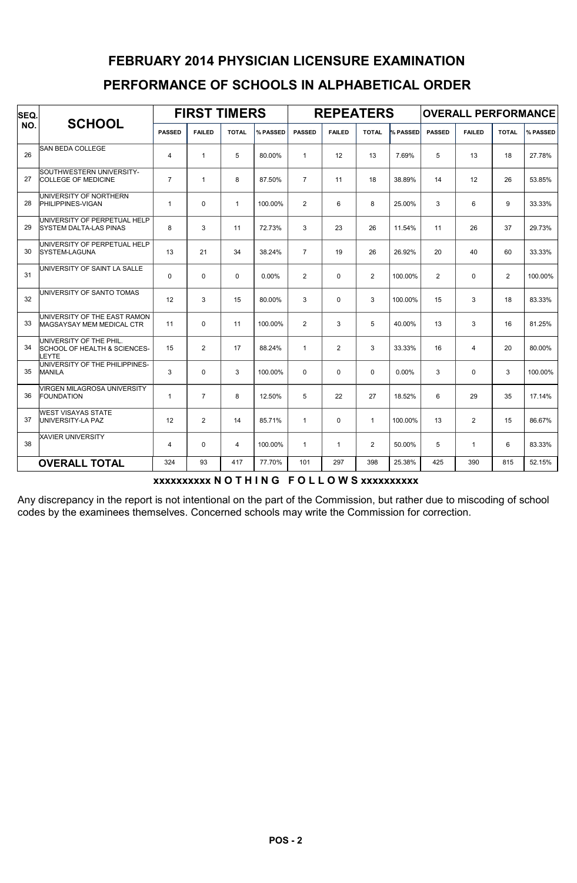# FEBRUARY 2014 PHYSICIAN LICENSURE EXAMINATION

## PERFORMANCE OF SCHOOLS IN ALPHABETICAL ORDER

| SEQ. NO. | SCHOOL | FIRST TIMERS | | | | REPEATERS | | | | OVERALL PERFORMANCE | | | |
|---|---|---|---|---|---|---|---|---|---|---|---|---|---|
| | | PASSED | FAILED | TOTAL | % PASSED | PASSED | FAILED | TOTAL | % PASSED | PASSED | FAILED | TOTAL | % PASSED |
| 26 | SAN BEDA COLLEGE | 4 | 1 | 5 | 80.00% | 1 | 12 | 13 | 7.69% | 5 | 13 | 18 | 27.78% |
| 27 | SOUTHWESTERN UNIVERSITY-COLLEGE OF MEDICINE | 7 | 1 | 8 | 87.50% | 7 | 11 | 18 | 38.89% | 14 | 12 | 26 | 53.85% |
| 28 | UNIVERSITY OF NORTHERN PHILIPPINES-VIGAN | 1 | 0 | 1 | 100.00% | 2 | 6 | 8 | 25.00% | 3 | 6 | 9 | 33.33% |
| 29 | UNIVERSITY OF PERPETUAL HELP SYSTEM DALTA-LAS PINAS | 8 | 3 | 11 | 72.73% | 3 | 23 | 26 | 11.54% | 11 | 26 | 37 | 29.73% |
| 30 | UNIVERSITY OF PERPETUAL HELP SYSTEM-LAGUNA | 13 | 21 | 34 | 38.24% | 7 | 19 | 26 | 26.92% | 20 | 40 | 60 | 33.33% |
| 31 | UNIVERSITY OF SAINT LA SALLE | 0 | 0 | 0 | 0.00% | 2 | 0 | 2 | 100.00% | 2 | 0 | 2 | 100.00% |
| 32 | UNIVERSITY OF SANTO TOMAS | 12 | 3 | 15 | 80.00% | 3 | 0 | 3 | 100.00% | 15 | 3 | 18 | 83.33% |
| 33 | UNIVERSITY OF THE EAST RAMON MAGSAYSAY MEM MEDICAL CTR | 11 | 0 | 11 | 100.00% | 2 | 3 | 5 | 40.00% | 13 | 3 | 16 | 81.25% |
| 34 | UNIVERSITY OF THE PHIL. SCHOOL OF HEALTH & SCIENCES-LEYTE | 15 | 2 | 17 | 88.24% | 1 | 2 | 3 | 33.33% | 16 | 4 | 20 | 80.00% |
| 35 | UNIVERSITY OF THE PHILIPPINES-MANILA | 3 | 0 | 3 | 100.00% | 0 | 0 | 0 | 0.00% | 3 | 0 | 3 | 100.00% |
| 36 | VIRGEN MILAGROSA UNIVERSITY FOUNDATION | 1 | 7 | 8 | 12.50% | 5 | 22 | 27 | 18.52% | 6 | 29 | 35 | 17.14% |
| 37 | WEST VISAYAS STATE UNIVERSITY-LA PAZ | 12 | 2 | 14 | 85.71% | 1 | 0 | 1 | 100.00% | 13 | 2 | 15 | 86.67% |
| 38 | XAVIER UNIVERSITY | 4 | 0 | 4 | 100.00% | 1 | 1 | 2 | 50.00% | 5 | 1 | 6 | 83.33% |
| | **OVERALL TOTAL** | 324 | 93 | 417 | 77.70% | 101 | 297 | 398 | 25.38% | 425 | 390 | 815 | 52.15% |

**xxxxxxxxxx N O T H I N G F O L L O W S xxxxxxxxxx**

Any discrepancy in the report is not intentional on the part of the Commission, but rather due to miscoding of school codes by the examinees themselves. Concerned schools may write the Commission for correction.